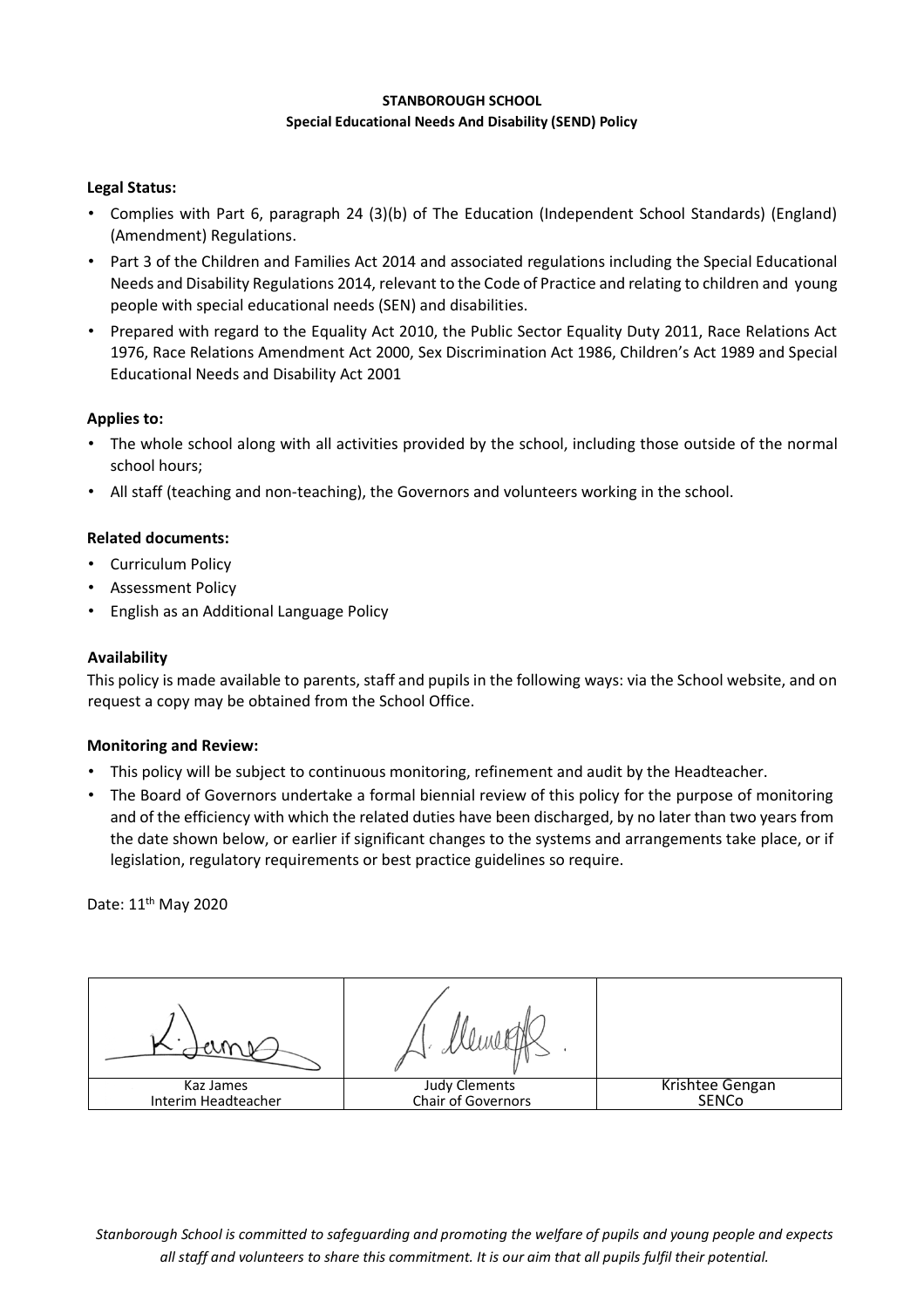**STANBOROUGH SCHOOL**
**Special Educational Needs And Disability (SEND) Policy**

**Legal Status:**

- Complies with Part 6, paragraph 24 (3)(b) of The Education (Independent School Standards) (England) (Amendment) Regulations.
- Part 3 of the Children and Families Act 2014 and associated regulations including the Special Educational Needs and Disability Regulations 2014, relevant to the Code of Practice and relating to children and young people with special educational needs (SEN) and disabilities.
- Prepared with regard to the Equality Act 2010, the Public Sector Equality Duty 2011, Race Relations Act 1976, Race Relations Amendment Act 2000, Sex Discrimination Act 1986, Children's Act 1989 and Special Educational Needs and Disability Act 2001

**Applies to:**

- The whole school along with all activities provided by the school, including those outside of the normal school hours;
- All staff (teaching and non-teaching), the Governors and volunteers working in the school.

**Related documents:**

- Curriculum Policy
- Assessment Policy
- English as an Additional Language Policy

**Availability**

This policy is made available to parents, staff and pupils in the following ways: via the School website, and on request a copy may be obtained from the School Office.

**Monitoring and Review:**

- This policy will be subject to continuous monitoring, refinement and audit by the Headteacher.
- The Board of Governors undertake a formal biennial review of this policy for the purpose of monitoring and of the efficiency with which the related duties have been discharged, by no later than two years from the date shown below, or earlier if significant changes to the systems and arrangements take place, or if legislation, regulatory requirements or best practice guidelines so require.

Date: 11th May 2020

| [signature] | [signature] | |
|---|---|---|
| Kaz James<br>Interim Headteacher | Judy Clements<br>Chair of Governors | Krishtee Gengan<br>SENCo |

*Stanborough School is committed to safeguarding and promoting the welfare of pupils and young people and expects all staff and volunteers to share this commitment. It is our aim that all pupils fulfil their potential.*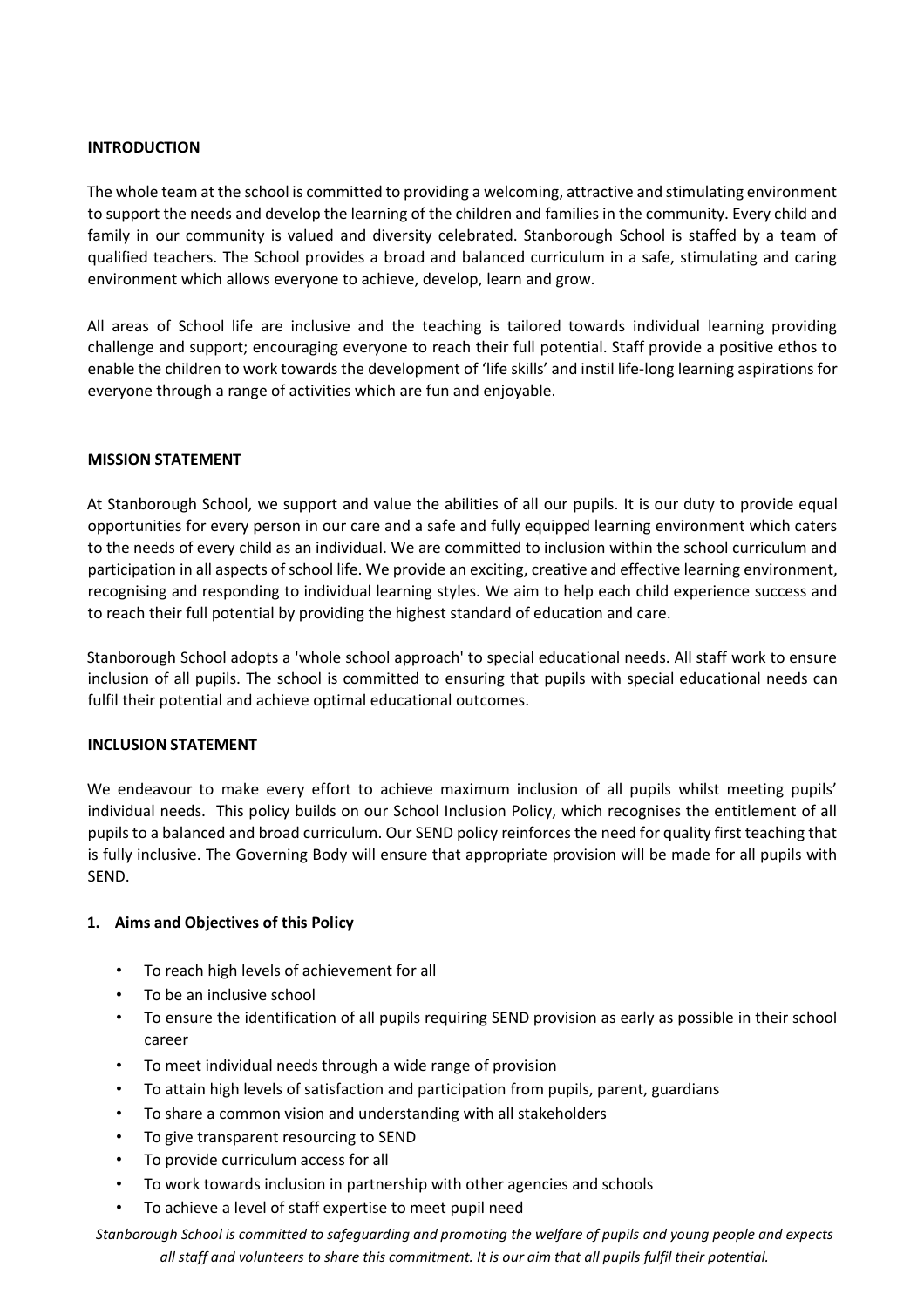**INTRODUCTION**

The whole team at the school is committed to providing a welcoming, attractive and stimulating environment to support the needs and develop the learning of the children and families in the community. Every child and family in our community is valued and diversity celebrated. Stanborough School is staffed by a team of qualified teachers. The School provides a broad and balanced curriculum in a safe, stimulating and caring environment which allows everyone to achieve, develop, learn and grow.

All areas of School life are inclusive and the teaching is tailored towards individual learning providing challenge and support; encouraging everyone to reach their full potential. Staff provide a positive ethos to enable the children to work towards the development of 'life skills' and instil life-long learning aspirations for everyone through a range of activities which are fun and enjoyable.

**MISSION STATEMENT**

At Stanborough School, we support and value the abilities of all our pupils. It is our duty to provide equal opportunities for every person in our care and a safe and fully equipped learning environment which caters to the needs of every child as an individual. We are committed to inclusion within the school curriculum and participation in all aspects of school life. We provide an exciting, creative and effective learning environment, recognising and responding to individual learning styles. We aim to help each child experience success and to reach their full potential by providing the highest standard of education and care.

Stanborough School adopts a 'whole school approach' to special educational needs. All staff work to ensure inclusion of all pupils. The school is committed to ensuring that pupils with special educational needs can fulfil their potential and achieve optimal educational outcomes.

**INCLUSION STATEMENT**

We endeavour to make every effort to achieve maximum inclusion of all pupils whilst meeting pupils' individual needs. This policy builds on our School Inclusion Policy, which recognises the entitlement of all pupils to a balanced and broad curriculum. Our SEND policy reinforces the need for quality first teaching that is fully inclusive. The Governing Body will ensure that appropriate provision will be made for all pupils with SEND.

**1. Aims and Objectives of this Policy**

- To reach high levels of achievement for all
- To be an inclusive school
- To ensure the identification of all pupils requiring SEND provision as early as possible in their school career
- To meet individual needs through a wide range of provision
- To attain high levels of satisfaction and participation from pupils, parent, guardians
- To share a common vision and understanding with all stakeholders
- To give transparent resourcing to SEND
- To provide curriculum access for all
- To work towards inclusion in partnership with other agencies and schools
- To achieve a level of staff expertise to meet pupil need

*Stanborough School is committed to safeguarding and promoting the welfare of pupils and young people and expects all staff and volunteers to share this commitment. It is our aim that all pupils fulfil their potential.*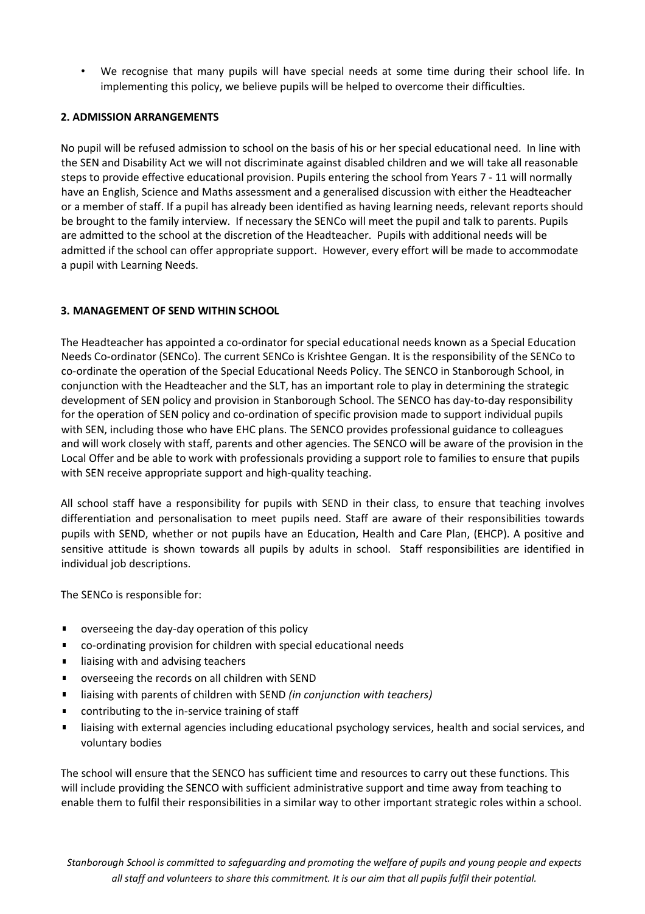- We recognise that many pupils will have special needs at some time during their school life. In implementing this policy, we believe pupils will be helped to overcome their difficulties.

## 2. ADMISSION ARRANGEMENTS

No pupil will be refused admission to school on the basis of his or her special educational need. In line with the SEN and Disability Act we will not discriminate against disabled children and we will take all reasonable steps to provide effective educational provision. Pupils entering the school from Years 7 - 11 will normally have an English, Science and Maths assessment and a generalised discussion with either the Headteacher or a member of staff. If a pupil has already been identified as having learning needs, relevant reports should be brought to the family interview. If necessary the SENCo will meet the pupil and talk to parents. Pupils are admitted to the school at the discretion of the Headteacher. Pupils with additional needs will be admitted if the school can offer appropriate support. However, every effort will be made to accommodate a pupil with Learning Needs.

## 3. MANAGEMENT OF SEND WITHIN SCHOOL

The Headteacher has appointed a co-ordinator for special educational needs known as a Special Education Needs Co-ordinator (SENCo). The current SENCo is Krishtee Gengan. It is the responsibility of the SENCo to co-ordinate the operation of the Special Educational Needs Policy. The SENCO in Stanborough School, in conjunction with the Headteacher and the SLT, has an important role to play in determining the strategic development of SEN policy and provision in Stanborough School. The SENCO has day-to-day responsibility for the operation of SEN policy and co-ordination of specific provision made to support individual pupils with SEN, including those who have EHC plans. The SENCO provides professional guidance to colleagues and will work closely with staff, parents and other agencies. The SENCO will be aware of the provision in the Local Offer and be able to work with professionals providing a support role to families to ensure that pupils with SEN receive appropriate support and high-quality teaching.

All school staff have a responsibility for pupils with SEND in their class, to ensure that teaching involves differentiation and personalisation to meet pupils need. Staff are aware of their responsibilities towards pupils with SEND, whether or not pupils have an Education, Health and Care Plan, (EHCP). A positive and sensitive attitude is shown towards all pupils by adults in school. Staff responsibilities are identified in individual job descriptions.

The SENCo is responsible for:

- overseeing the day-day operation of this policy
- co-ordinating provision for children with special educational needs
- liaising with and advising teachers
- overseeing the records on all children with SEND
- liaising with parents of children with SEND *(in conjunction with teachers)*
- contributing to the in-service training of staff
- liaising with external agencies including educational psychology services, health and social services, and voluntary bodies

The school will ensure that the SENCO has sufficient time and resources to carry out these functions. This will include providing the SENCO with sufficient administrative support and time away from teaching to enable them to fulfil their responsibilities in a similar way to other important strategic roles within a school.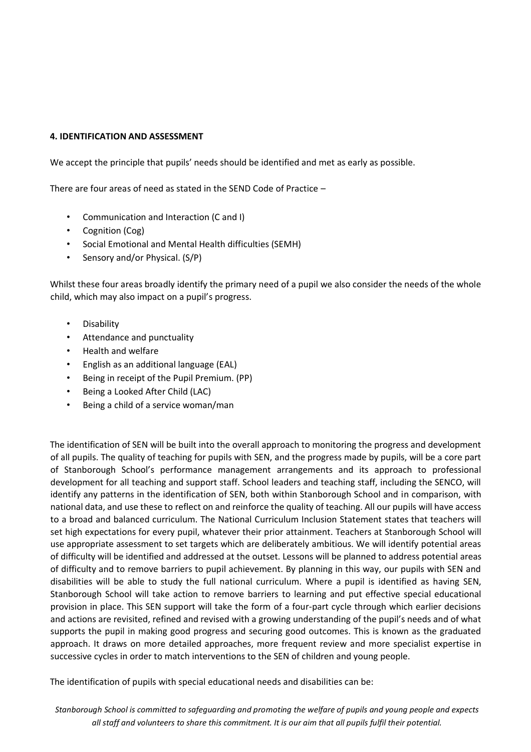**4. IDENTIFICATION AND ASSESSMENT**

We accept the principle that pupils' needs should be identified and met as early as possible.

There are four areas of need as stated in the SEND Code of Practice –

- Communication and Interaction (C and I)
- Cognition (Cog)
- Social Emotional and Mental Health difficulties (SEMH)
- Sensory and/or Physical. (S/P)

Whilst these four areas broadly identify the primary need of a pupil we also consider the needs of the whole child, which may also impact on a pupil's progress.

- Disability
- Attendance and punctuality
- Health and welfare
- English as an additional language (EAL)
- Being in receipt of the Pupil Premium. (PP)
- Being a Looked After Child (LAC)
- Being a child of a service woman/man

The identification of SEN will be built into the overall approach to monitoring the progress and development of all pupils. The quality of teaching for pupils with SEN, and the progress made by pupils, will be a core part of Stanborough School's performance management arrangements and its approach to professional development for all teaching and support staff. School leaders and teaching staff, including the SENCO, will identify any patterns in the identification of SEN, both within Stanborough School and in comparison, with national data, and use these to reflect on and reinforce the quality of teaching. All our pupils will have access to a broad and balanced curriculum. The National Curriculum Inclusion Statement states that teachers will set high expectations for every pupil, whatever their prior attainment. Teachers at Stanborough School will use appropriate assessment to set targets which are deliberately ambitious. We will identify potential areas of difficulty will be identified and addressed at the outset. Lessons will be planned to address potential areas of difficulty and to remove barriers to pupil achievement. By planning in this way, our pupils with SEN and disabilities will be able to study the full national curriculum. Where a pupil is identified as having SEN, Stanborough School will take action to remove barriers to learning and put effective special educational provision in place. This SEN support will take the form of a four-part cycle through which earlier decisions and actions are revisited, refined and revised with a growing understanding of the pupil's needs and of what supports the pupil in making good progress and securing good outcomes. This is known as the graduated approach. It draws on more detailed approaches, more frequent review and more specialist expertise in successive cycles in order to match interventions to the SEN of children and young people.

The identification of pupils with special educational needs and disabilities can be: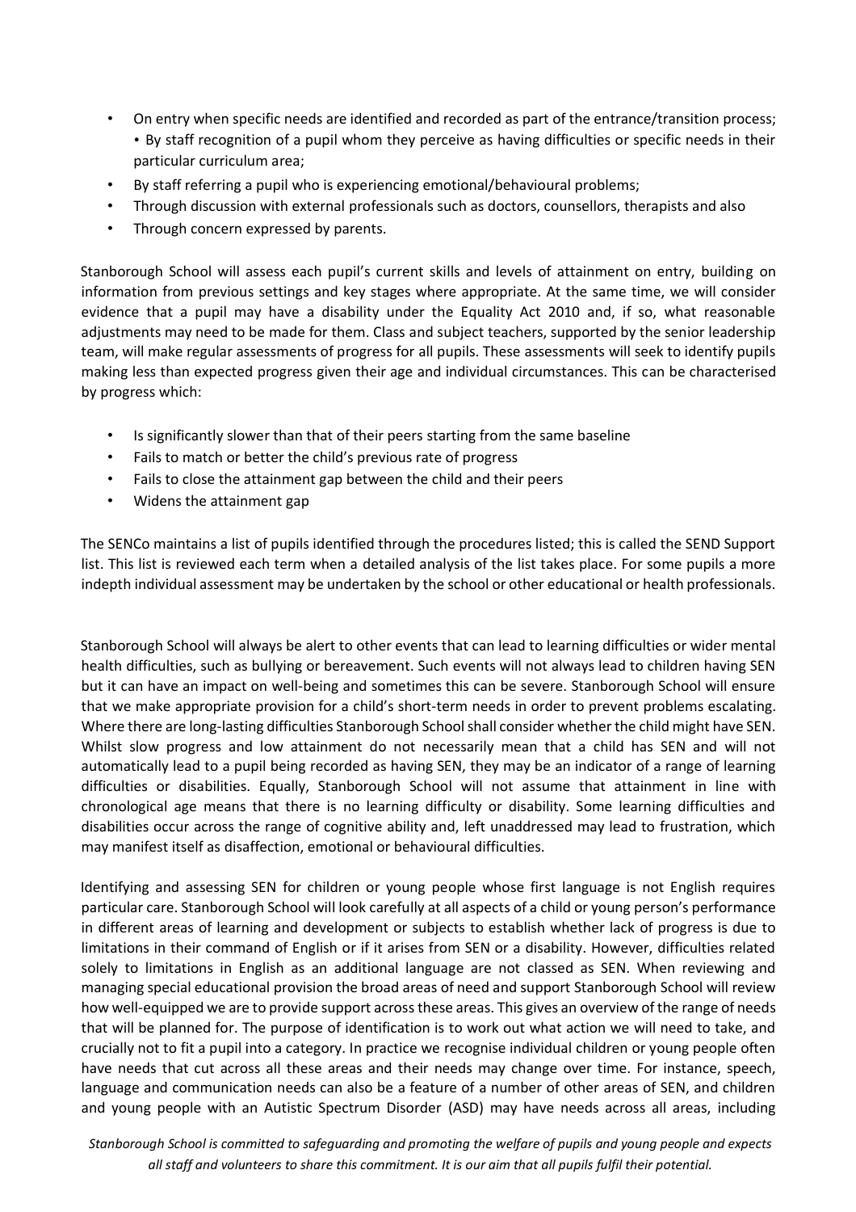- On entry when specific needs are identified and recorded as part of the entrance/transition process; • By staff recognition of a pupil whom they perceive as having difficulties or specific needs in their particular curriculum area;
- By staff referring a pupil who is experiencing emotional/behavioural problems;
- Through discussion with external professionals such as doctors, counsellors, therapists and also
- Through concern expressed by parents.

Stanborough School will assess each pupil's current skills and levels of attainment on entry, building on information from previous settings and key stages where appropriate. At the same time, we will consider evidence that a pupil may have a disability under the Equality Act 2010 and, if so, what reasonable adjustments may need to be made for them. Class and subject teachers, supported by the senior leadership team, will make regular assessments of progress for all pupils. These assessments will seek to identify pupils making less than expected progress given their age and individual circumstances. This can be characterised by progress which:

- Is significantly slower than that of their peers starting from the same baseline
- Fails to match or better the child's previous rate of progress
- Fails to close the attainment gap between the child and their peers
- Widens the attainment gap

The SENCo maintains a list of pupils identified through the procedures listed; this is called the SEND Support list. This list is reviewed each term when a detailed analysis of the list takes place. For some pupils a more indepth individual assessment may be undertaken by the school or other educational or health professionals.

Stanborough School will always be alert to other events that can lead to learning difficulties or wider mental health difficulties, such as bullying or bereavement. Such events will not always lead to children having SEN but it can have an impact on well-being and sometimes this can be severe. Stanborough School will ensure that we make appropriate provision for a child's short-term needs in order to prevent problems escalating. Where there are long-lasting difficulties Stanborough School shall consider whether the child might have SEN. Whilst slow progress and low attainment do not necessarily mean that a child has SEN and will not automatically lead to a pupil being recorded as having SEN, they may be an indicator of a range of learning difficulties or disabilities. Equally, Stanborough School will not assume that attainment in line with chronological age means that there is no learning difficulty or disability. Some learning difficulties and disabilities occur across the range of cognitive ability and, left unaddressed may lead to frustration, which may manifest itself as disaffection, emotional or behavioural difficulties.

Identifying and assessing SEN for children or young people whose first language is not English requires particular care. Stanborough School will look carefully at all aspects of a child or young person's performance in different areas of learning and development or subjects to establish whether lack of progress is due to limitations in their command of English or if it arises from SEN or a disability. However, difficulties related solely to limitations in English as an additional language are not classed as SEN. When reviewing and managing special educational provision the broad areas of need and support Stanborough School will review how well-equipped we are to provide support across these areas. This gives an overview of the range of needs that will be planned for. The purpose of identification is to work out what action we will need to take, and crucially not to fit a pupil into a category. In practice we recognise individual children or young people often have needs that cut across all these areas and their needs may change over time. For instance, speech, language and communication needs can also be a feature of a number of other areas of SEN, and children and young people with an Autistic Spectrum Disorder (ASD) may have needs across all areas, including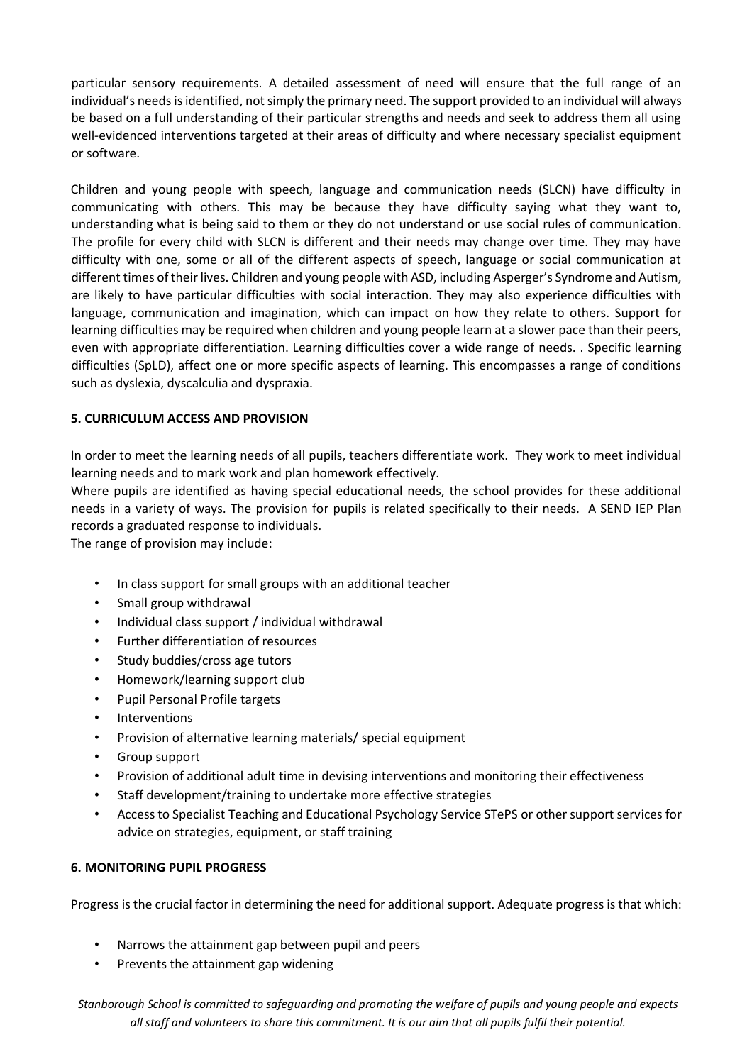particular sensory requirements. A detailed assessment of need will ensure that the full range of an individual's needs is identified, not simply the primary need. The support provided to an individual will always be based on a full understanding of their particular strengths and needs and seek to address them all using well-evidenced interventions targeted at their areas of difficulty and where necessary specialist equipment or software.

Children and young people with speech, language and communication needs (SLCN) have difficulty in communicating with others. This may be because they have difficulty saying what they want to, understanding what is being said to them or they do not understand or use social rules of communication. The profile for every child with SLCN is different and their needs may change over time. They may have difficulty with one, some or all of the different aspects of speech, language or social communication at different times of their lives. Children and young people with ASD, including Asperger's Syndrome and Autism, are likely to have particular difficulties with social interaction. They may also experience difficulties with language, communication and imagination, which can impact on how they relate to others. Support for learning difficulties may be required when children and young people learn at a slower pace than their peers, even with appropriate differentiation. Learning difficulties cover a wide range of needs. . Specific learning difficulties (SpLD), affect one or more specific aspects of learning. This encompasses a range of conditions such as dyslexia, dyscalculia and dyspraxia.

**5. CURRICULUM ACCESS AND PROVISION**

In order to meet the learning needs of all pupils, teachers differentiate work. They work to meet individual learning needs and to mark work and plan homework effectively.

Where pupils are identified as having special educational needs, the school provides for these additional needs in a variety of ways. The provision for pupils is related specifically to their needs. A SEND IEP Plan records a graduated response to individuals.

The range of provision may include:

- In class support for small groups with an additional teacher
- Small group withdrawal
- Individual class support / individual withdrawal
- Further differentiation of resources
- Study buddies/cross age tutors
- Homework/learning support club
- Pupil Personal Profile targets
- Interventions
- Provision of alternative learning materials/ special equipment
- Group support
- Provision of additional adult time in devising interventions and monitoring their effectiveness
- Staff development/training to undertake more effective strategies
- Access to Specialist Teaching and Educational Psychology Service STePS or other support services for advice on strategies, equipment, or staff training

**6. MONITORING PUPIL PROGRESS**

Progress is the crucial factor in determining the need for additional support. Adequate progress is that which:

- Narrows the attainment gap between pupil and peers
- Prevents the attainment gap widening

*Stanborough School is committed to safeguarding and promoting the welfare of pupils and young people and expects all staff and volunteers to share this commitment. It is our aim that all pupils fulfil their potential.*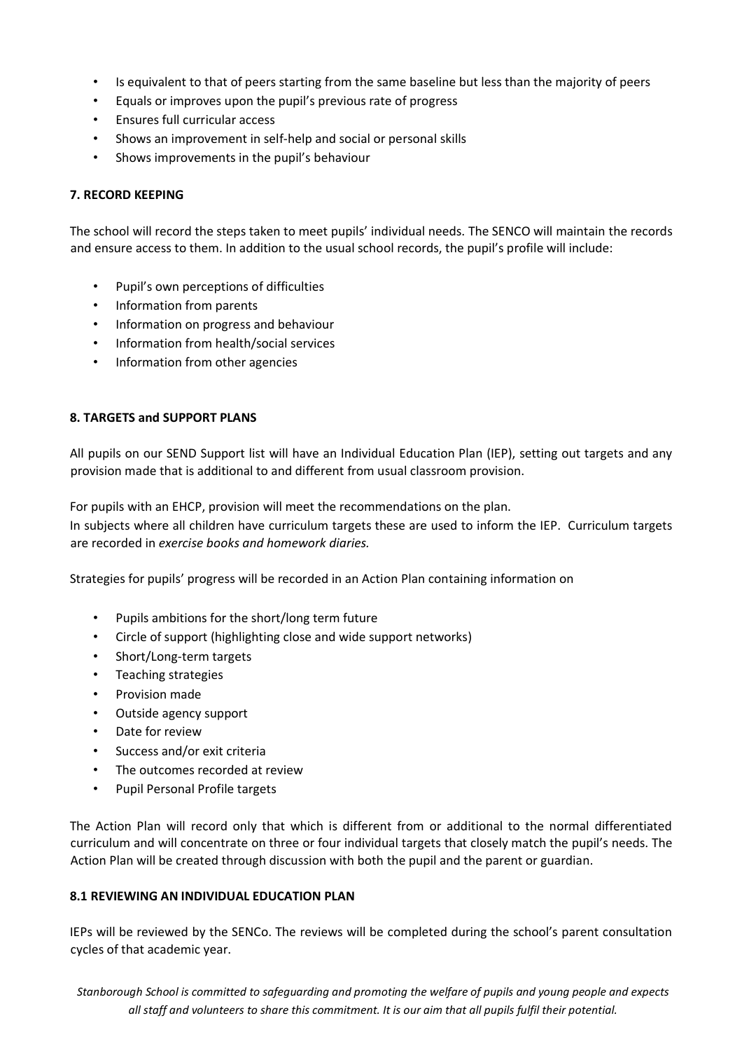- Is equivalent to that of peers starting from the same baseline but less than the majority of peers
- Equals or improves upon the pupil's previous rate of progress
- Ensures full curricular access
- Shows an improvement in self-help and social or personal skills
- Shows improvements in the pupil's behaviour

**7. RECORD KEEPING**

The school will record the steps taken to meet pupils' individual needs. The SENCO will maintain the records and ensure access to them. In addition to the usual school records, the pupil's profile will include:

- Pupil's own perceptions of difficulties
- Information from parents
- Information on progress and behaviour
- Information from health/social services
- Information from other agencies

**8. TARGETS and SUPPORT PLANS**

All pupils on our SEND Support list will have an Individual Education Plan (IEP), setting out targets and any provision made that is additional to and different from usual classroom provision.

For pupils with an EHCP, provision will meet the recommendations on the plan.
In subjects where all children have curriculum targets these are used to inform the IEP. Curriculum targets are recorded in *exercise books and homework diaries.*

Strategies for pupils' progress will be recorded in an Action Plan containing information on

- Pupils ambitions for the short/long term future
- Circle of support (highlighting close and wide support networks)
- Short/Long-term targets
- Teaching strategies
- Provision made
- Outside agency support
- Date for review
- Success and/or exit criteria
- The outcomes recorded at review
- Pupil Personal Profile targets

The Action Plan will record only that which is different from or additional to the normal differentiated curriculum and will concentrate on three or four individual targets that closely match the pupil's needs. The Action Plan will be created through discussion with both the pupil and the parent or guardian.

**8.1 REVIEWING AN INDIVIDUAL EDUCATION PLAN**

IEPs will be reviewed by the SENCo. The reviews will be completed during the school's parent consultation cycles of that academic year.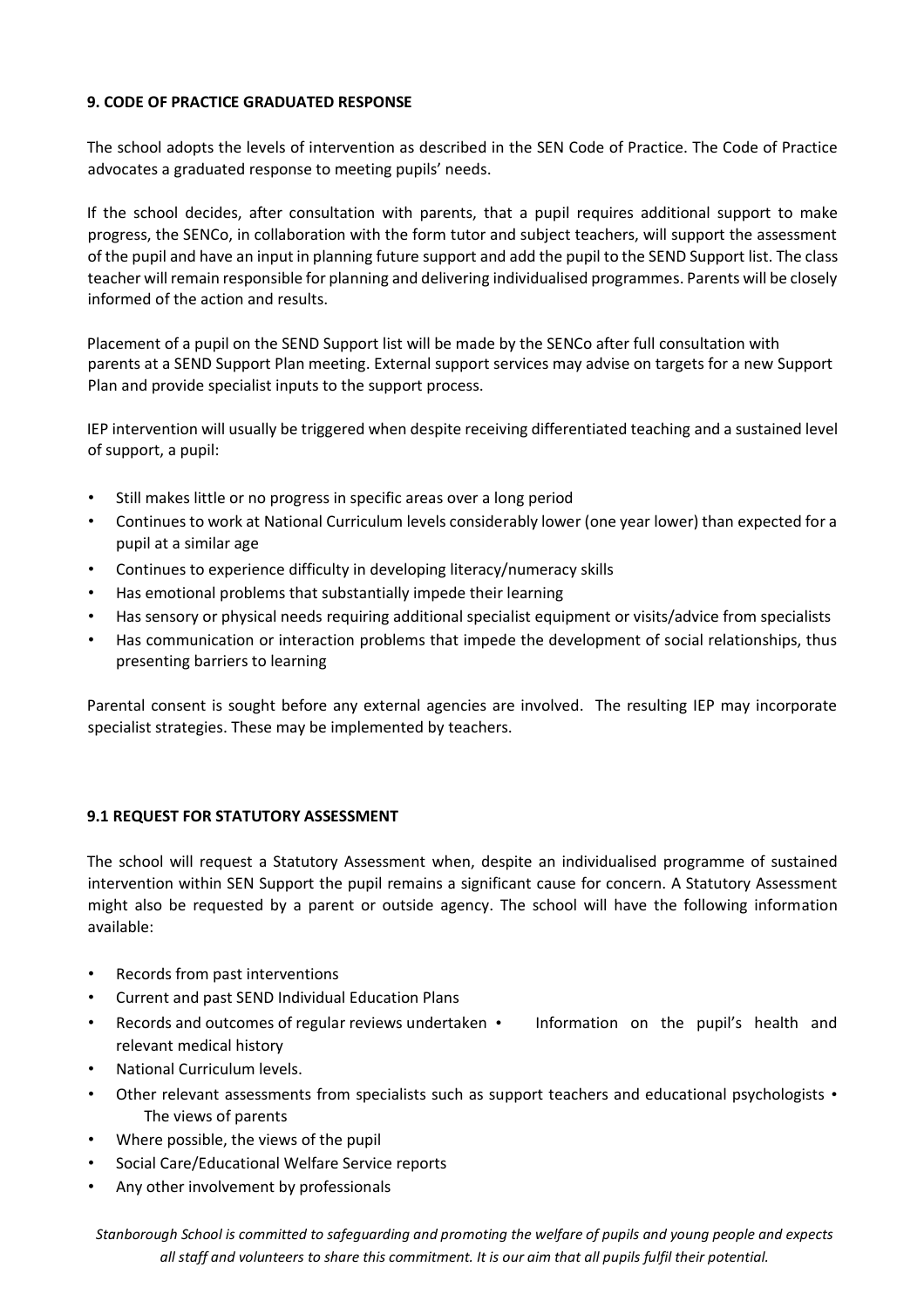### 9. CODE OF PRACTICE GRADUATED RESPONSE

The school adopts the levels of intervention as described in the SEN Code of Practice. The Code of Practice advocates a graduated response to meeting pupils' needs.

If the school decides, after consultation with parents, that a pupil requires additional support to make progress, the SENCo, in collaboration with the form tutor and subject teachers, will support the assessment of the pupil and have an input in planning future support and add the pupil to the SEND Support list. The class teacher will remain responsible for planning and delivering individualised programmes. Parents will be closely informed of the action and results.

Placement of a pupil on the SEND Support list will be made by the SENCo after full consultation with parents at a SEND Support Plan meeting. External support services may advise on targets for a new Support Plan and provide specialist inputs to the support process.

IEP intervention will usually be triggered when despite receiving differentiated teaching and a sustained level of support, a pupil:

- Still makes little or no progress in specific areas over a long period
- Continues to work at National Curriculum levels considerably lower (one year lower) than expected for a pupil at a similar age
- Continues to experience difficulty in developing literacy/numeracy skills
- Has emotional problems that substantially impede their learning
- Has sensory or physical needs requiring additional specialist equipment or visits/advice from specialists
- Has communication or interaction problems that impede the development of social relationships, thus presenting barriers to learning

Parental consent is sought before any external agencies are involved. The resulting IEP may incorporate specialist strategies. These may be implemented by teachers.

### 9.1 REQUEST FOR STATUTORY ASSESSMENT

The school will request a Statutory Assessment when, despite an individualised programme of sustained intervention within SEN Support the pupil remains a significant cause for concern. A Statutory Assessment might also be requested by a parent or outside agency. The school will have the following information available:

- Records from past interventions
- Current and past SEND Individual Education Plans
- Records and outcomes of regular reviews undertaken
- Information on the pupil's health and relevant medical history
- National Curriculum levels.
- Other relevant assessments from specialists such as support teachers and educational psychologists
- The views of parents
- Where possible, the views of the pupil
- Social Care/Educational Welfare Service reports
- Any other involvement by professionals

*Stanborough School is committed to safeguarding and promoting the welfare of pupils and young people and expects all staff and volunteers to share this commitment. It is our aim that all pupils fulfil their potential.*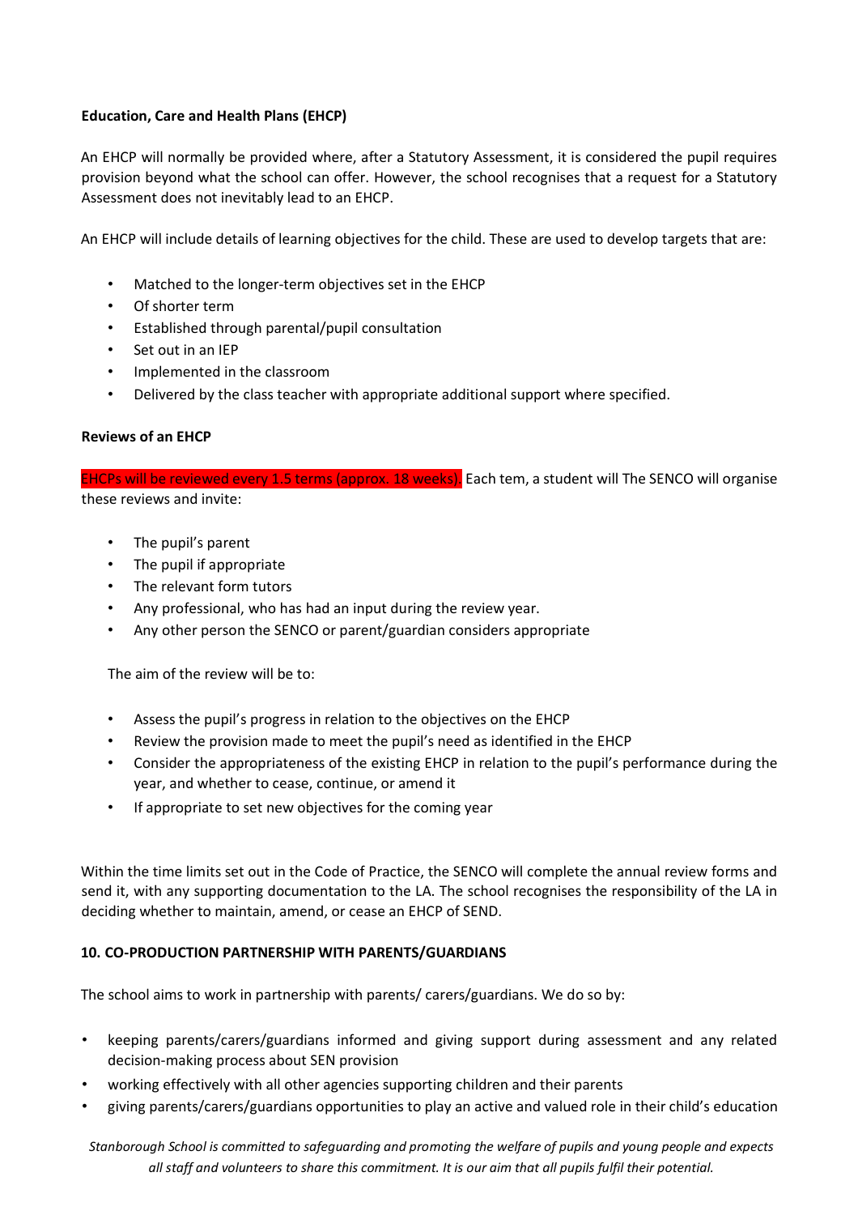**Education, Care and Health Plans (EHCP)**

An EHCP will normally be provided where, after a Statutory Assessment, it is considered the pupil requires provision beyond what the school can offer. However, the school recognises that a request for a Statutory Assessment does not inevitably lead to an EHCP.

An EHCP will include details of learning objectives for the child. These are used to develop targets that are:

- Matched to the longer-term objectives set in the EHCP
- Of shorter term
- Established through parental/pupil consultation
- Set out in an IEP
- Implemented in the classroom
- Delivered by the class teacher with appropriate additional support where specified.

**Reviews of an EHCP**

EHCPs will be reviewed every 1.5 terms (approx. 18 weeks). Each tem, a student will The SENCO will organise these reviews and invite:

- The pupil's parent
- The pupil if appropriate
- The relevant form tutors
- Any professional, who has had an input during the review year.
- Any other person the SENCO or parent/guardian considers appropriate

The aim of the review will be to:

- Assess the pupil's progress in relation to the objectives on the EHCP
- Review the provision made to meet the pupil's need as identified in the EHCP
- Consider the appropriateness of the existing EHCP in relation to the pupil's performance during the year, and whether to cease, continue, or amend it
- If appropriate to set new objectives for the coming year

Within the time limits set out in the Code of Practice, the SENCO will complete the annual review forms and send it, with any supporting documentation to the LA. The school recognises the responsibility of the LA in deciding whether to maintain, amend, or cease an EHCP of SEND.

**10. CO-PRODUCTION PARTNERSHIP WITH PARENTS/GUARDIANS**

The school aims to work in partnership with parents/ carers/guardians. We do so by:

- keeping parents/carers/guardians informed and giving support during assessment and any related decision-making process about SEN provision
- working effectively with all other agencies supporting children and their parents
- giving parents/carers/guardians opportunities to play an active and valued role in their child's education

*Stanborough School is committed to safeguarding and promoting the welfare of pupils and young people and expects all staff and volunteers to share this commitment. It is our aim that all pupils fulfil their potential.*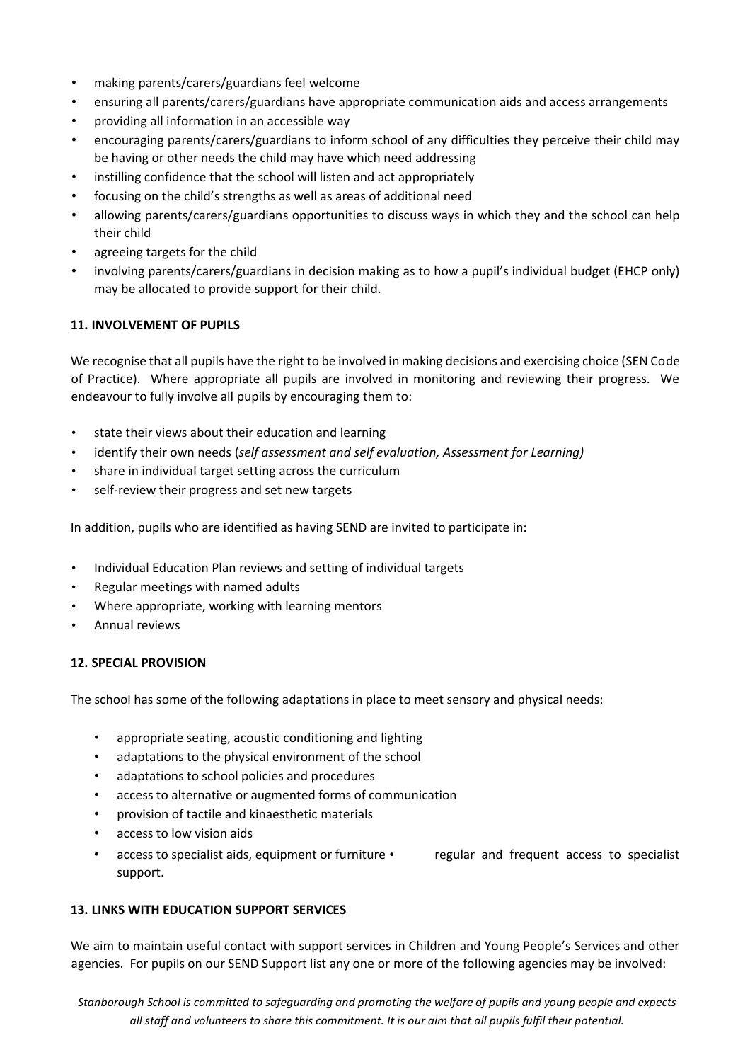- making parents/carers/guardians feel welcome
- ensuring all parents/carers/guardians have appropriate communication aids and access arrangements
- providing all information in an accessible way
- encouraging parents/carers/guardians to inform school of any difficulties they perceive their child may be having or other needs the child may have which need addressing
- instilling confidence that the school will listen and act appropriately
- focusing on the child's strengths as well as areas of additional need
- allowing parents/carers/guardians opportunities to discuss ways in which they and the school can help their child
- agreeing targets for the child
- involving parents/carers/guardians in decision making as to how a pupil's individual budget (EHCP only) may be allocated to provide support for their child.

**11. INVOLVEMENT OF PUPILS**

We recognise that all pupils have the right to be involved in making decisions and exercising choice (SEN Code of Practice). Where appropriate all pupils are involved in monitoring and reviewing their progress. We endeavour to fully involve all pupils by encouraging them to:

- state their views about their education and learning
- identify their own needs (*self assessment and self evaluation, Assessment for Learning)*
- share in individual target setting across the curriculum
- self-review their progress and set new targets

In addition, pupils who are identified as having SEND are invited to participate in:

- Individual Education Plan reviews and setting of individual targets
- Regular meetings with named adults
- Where appropriate, working with learning mentors
- Annual reviews

**12. SPECIAL PROVISION**

The school has some of the following adaptations in place to meet sensory and physical needs:

- appropriate seating, acoustic conditioning and lighting
- adaptations to the physical environment of the school
- adaptations to school policies and procedures
- access to alternative or augmented forms of communication
- provision of tactile and kinaesthetic materials
- access to low vision aids
- access to specialist aids, equipment or furniture • regular and frequent access to specialist support.

**13. LINKS WITH EDUCATION SUPPORT SERVICES**

We aim to maintain useful contact with support services in Children and Young People's Services and other agencies. For pupils on our SEND Support list any one or more of the following agencies may be involved:

*Stanborough School is committed to safeguarding and promoting the welfare of pupils and young people and expects all staff and volunteers to share this commitment. It is our aim that all pupils fulfil their potential.*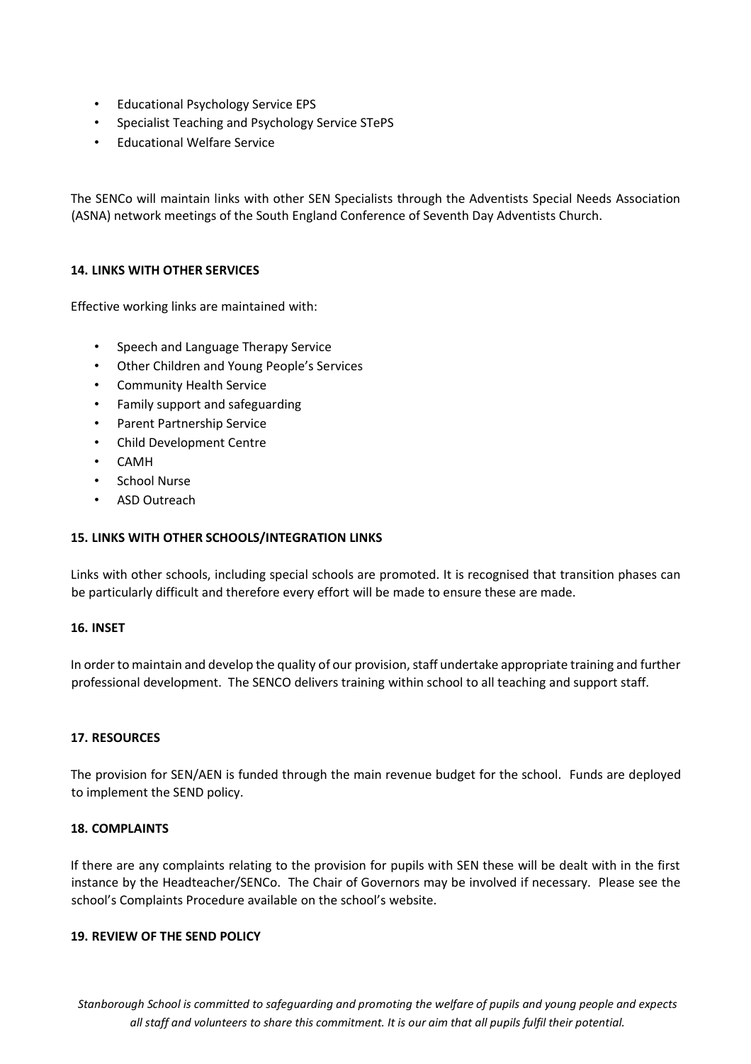- Educational Psychology Service EPS
- Specialist Teaching and Psychology Service STePS
- Educational Welfare Service

The SENCo will maintain links with other SEN Specialists through the Adventists Special Needs Association (ASNA) network meetings of the South England Conference of Seventh Day Adventists Church.

**14. LINKS WITH OTHER SERVICES**

Effective working links are maintained with:

- Speech and Language Therapy Service
- Other Children and Young People's Services
- Community Health Service
- Family support and safeguarding
- Parent Partnership Service
- Child Development Centre
- CAMH
- School Nurse
- ASD Outreach

**15. LINKS WITH OTHER SCHOOLS/INTEGRATION LINKS**

Links with other schools, including special schools are promoted. It is recognised that transition phases can be particularly difficult and therefore every effort will be made to ensure these are made.

**16. INSET**

In order to maintain and develop the quality of our provision, staff undertake appropriate training and further professional development. The SENCO delivers training within school to all teaching and support staff.

**17. RESOURCES**

The provision for SEN/AEN is funded through the main revenue budget for the school. Funds are deployed to implement the SEND policy.

**18. COMPLAINTS**

If there are any complaints relating to the provision for pupils with SEN these will be dealt with in the first instance by the Headteacher/SENCo. The Chair of Governors may be involved if necessary. Please see the school's Complaints Procedure available on the school's website.

**19. REVIEW OF THE SEND POLICY**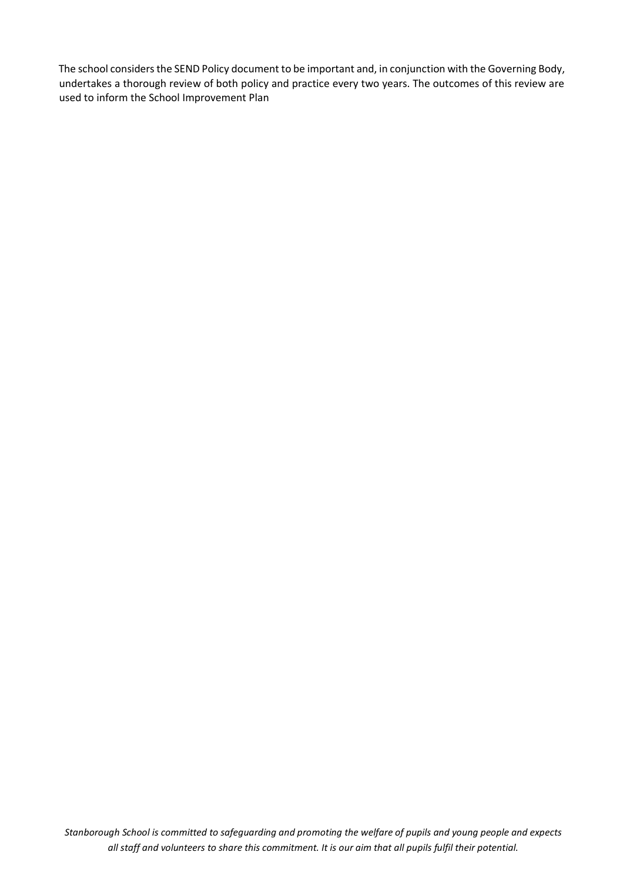The school considers the SEND Policy document to be important and, in conjunction with the Governing Body, undertakes a thorough review of both policy and practice every two years. The outcomes of this review are used to inform the School Improvement Plan